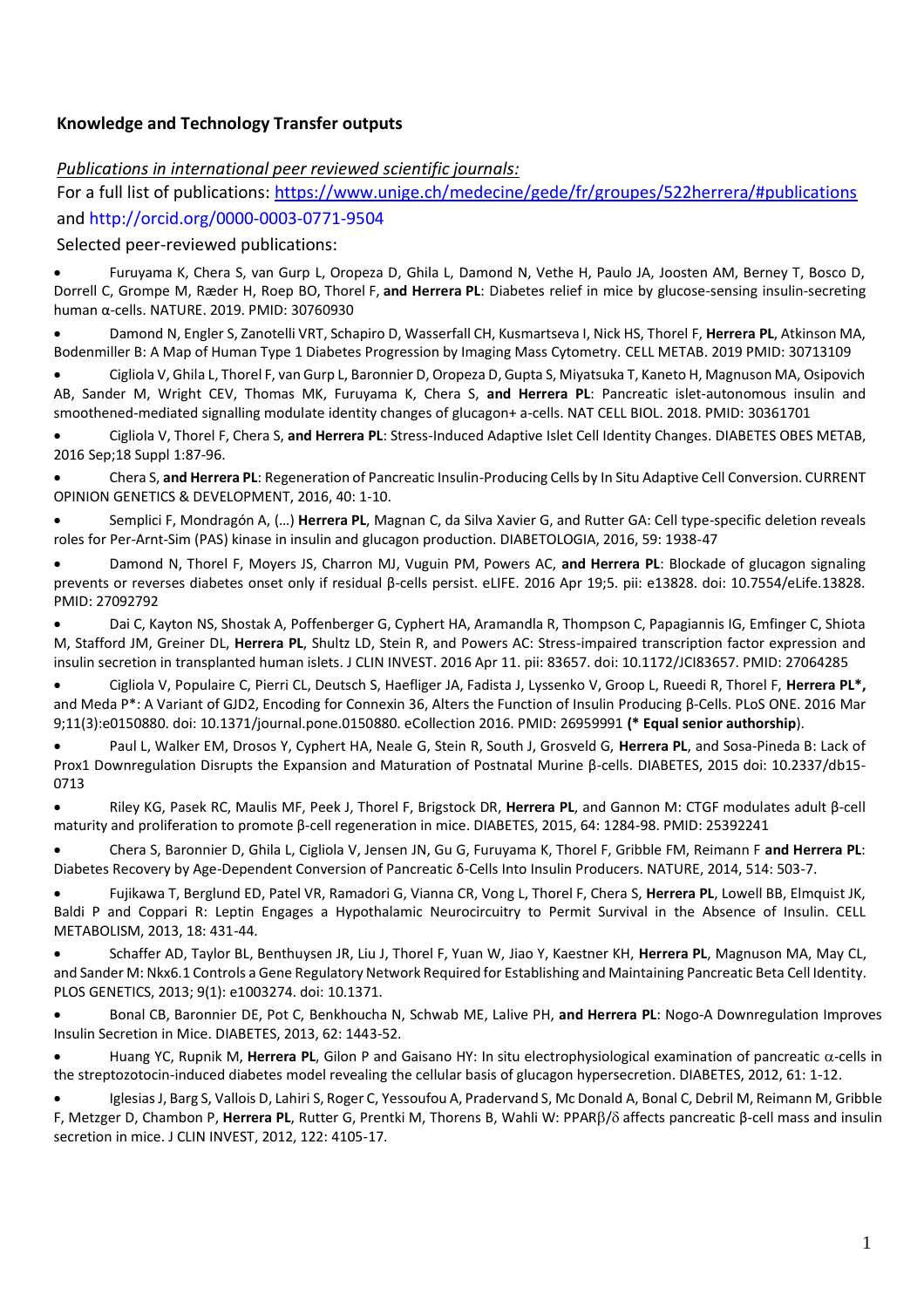**Knowledge and Technology Transfer outputs**

*Publications in international peer reviewed scientific journals:*

For a full list of publications: https://www.unige.ch/medecine/gede/fr/groupes/522herrera/#publications and http://orcid.org/0000-0003-0771-9504

Selected peer-reviewed publications:

- Furuyama K, Chera S, van Gurp L, Oropeza D, Ghila L, Damond N, Vethe H, Paulo JA, Joosten AM, Berney T, Bosco D, Dorrell C, Grompe M, Ræder H, Roep BO, Thorel F, **and Herrera PL**: Diabetes relief in mice by glucose-sensing insulin-secreting human α-cells. NATURE. 2019. PMID: 30760930
- Damond N, Engler S, Zanotelli VRT, Schapiro D, Wasserfall CH, Kusmartseva I, Nick HS, Thorel F, **Herrera PL**, Atkinson MA, Bodenmiller B: A Map of Human Type 1 Diabetes Progression by Imaging Mass Cytometry. CELL METAB. 2019 PMID: 30713109
- Cigliola V, Ghila L, Thorel F, van Gurp L, Baronnier D, Oropeza D, Gupta S, Miyatsuka T, Kaneto H, Magnuson MA, Osipovich AB, Sander M, Wright CEV, Thomas MK, Furuyama K, Chera S, **and Herrera PL**: Pancreatic islet-autonomous insulin and smoothened-mediated signalling modulate identity changes of glucagon+ a-cells. NAT CELL BIOL. 2018. PMID: 30361701
- Cigliola V, Thorel F, Chera S, **and Herrera PL**: Stress-Induced Adaptive Islet Cell Identity Changes. DIABETES OBES METAB, 2016 Sep;18 Suppl 1:87-96.
- Chera S, **and Herrera PL**: Regeneration of Pancreatic Insulin-Producing Cells by In Situ Adaptive Cell Conversion. CURRENT OPINION GENETICS & DEVELOPMENT, 2016, 40: 1-10.
- Semplici F, Mondragón A, (…) **Herrera PL**, Magnan C, da Silva Xavier G, and Rutter GA: Cell type-specific deletion reveals roles for Per-Arnt-Sim (PAS) kinase in insulin and glucagon production. DIABETOLOGIA, 2016, 59: 1938-47
- Damond N, Thorel F, Moyers JS, Charron MJ, Vuguin PM, Powers AC, **and Herrera PL**: Blockade of glucagon signaling prevents or reverses diabetes onset only if residual β-cells persist. eLIFE. 2016 Apr 19;5. pii: e13828. doi: 10.7554/eLife.13828. PMID: 27092792
- Dai C, Kayton NS, Shostak A, Poffenberger G, Cyphert HA, Aramandla R, Thompson C, Papagiannis IG, Emfinger C, Shiota M, Stafford JM, Greiner DL, **Herrera PL**, Shultz LD, Stein R, and Powers AC: Stress-impaired transcription factor expression and insulin secretion in transplanted human islets. J CLIN INVEST. 2016 Apr 11. pii: 83657. doi: 10.1172/JCI83657. PMID: 27064285
- Cigliola V, Populaire C, Pierri CL, Deutsch S, Haefliger JA, Fadista J, Lyssenko V, Groop L, Rueedi R, Thorel F, **Herrera PL\*,** and Meda P\*: A Variant of GJD2, Encoding for Connexin 36, Alters the Function of Insulin Producing β-Cells. PLoS ONE. 2016 Mar 9;11(3):e0150880. doi: 10.1371/journal.pone.0150880. eCollection 2016. PMID: 26959991 **(\* Equal senior authorship**).
- Paul L, Walker EM, Drosos Y, Cyphert HA, Neale G, Stein R, South J, Grosveld G, **Herrera PL**, and Sosa-Pineda B: Lack of Prox1 Downregulation Disrupts the Expansion and Maturation of Postnatal Murine β-cells. DIABETES, 2015 doi: 10.2337/db15-0713
- Riley KG, Pasek RC, Maulis MF, Peek J, Thorel F, Brigstock DR, **Herrera PL**, and Gannon M: CTGF modulates adult β-cell maturity and proliferation to promote β-cell regeneration in mice. DIABETES, 2015, 64: 1284-98. PMID: 25392241
- Chera S, Baronnier D, Ghila L, Cigliola V, Jensen JN, Gu G, Furuyama K, Thorel F, Gribble FM, Reimann F **and Herrera PL**: Diabetes Recovery by Age-Dependent Conversion of Pancreatic δ-Cells Into Insulin Producers. NATURE, 2014, 514: 503-7.
- Fujikawa T, Berglund ED, Patel VR, Ramadori G, Vianna CR, Vong L, Thorel F, Chera S, **Herrera PL**, Lowell BB, Elmquist JK, Baldi P and Coppari R: Leptin Engages a Hypothalamic Neurocircuitry to Permit Survival in the Absence of Insulin. CELL METABOLISM, 2013, 18: 431-44.
- Schaffer AD, Taylor BL, Benthuysen JR, Liu J, Thorel F, Yuan W, Jiao Y, Kaestner KH, **Herrera PL**, Magnuson MA, May CL, and Sander M: Nkx6.1 Controls a Gene Regulatory Network Required for Establishing and Maintaining Pancreatic Beta Cell Identity. PLOS GENETICS, 2013; 9(1): e1003274. doi: 10.1371.
- Bonal CB, Baronnier DE, Pot C, Benkhoucha N, Schwab ME, Lalive PH, **and Herrera PL**: Nogo-A Downregulation Improves Insulin Secretion in Mice. DIABETES, 2013, 62: 1443-52.
- Huang YC, Rupnik M, **Herrera PL**, Gilon P and Gaisano HY: In situ electrophysiological examination of pancreatic α-cells in the streptozotocin-induced diabetes model revealing the cellular basis of glucagon hypersecretion. DIABETES, 2012, 61: 1-12.
- Iglesias J, Barg S, Vallois D, Lahiri S, Roger C, Yessoufou A, Pradervand S, Mc Donald A, Bonal C, Debril M, Reimann M, Gribble F, Metzger D, Chambon P, **Herrera PL**, Rutter G, Prentki M, Thorens B, Wahli W: PPARβ/δ affects pancreatic β-cell mass and insulin secretion in mice. J CLIN INVEST, 2012, 122: 4105-17.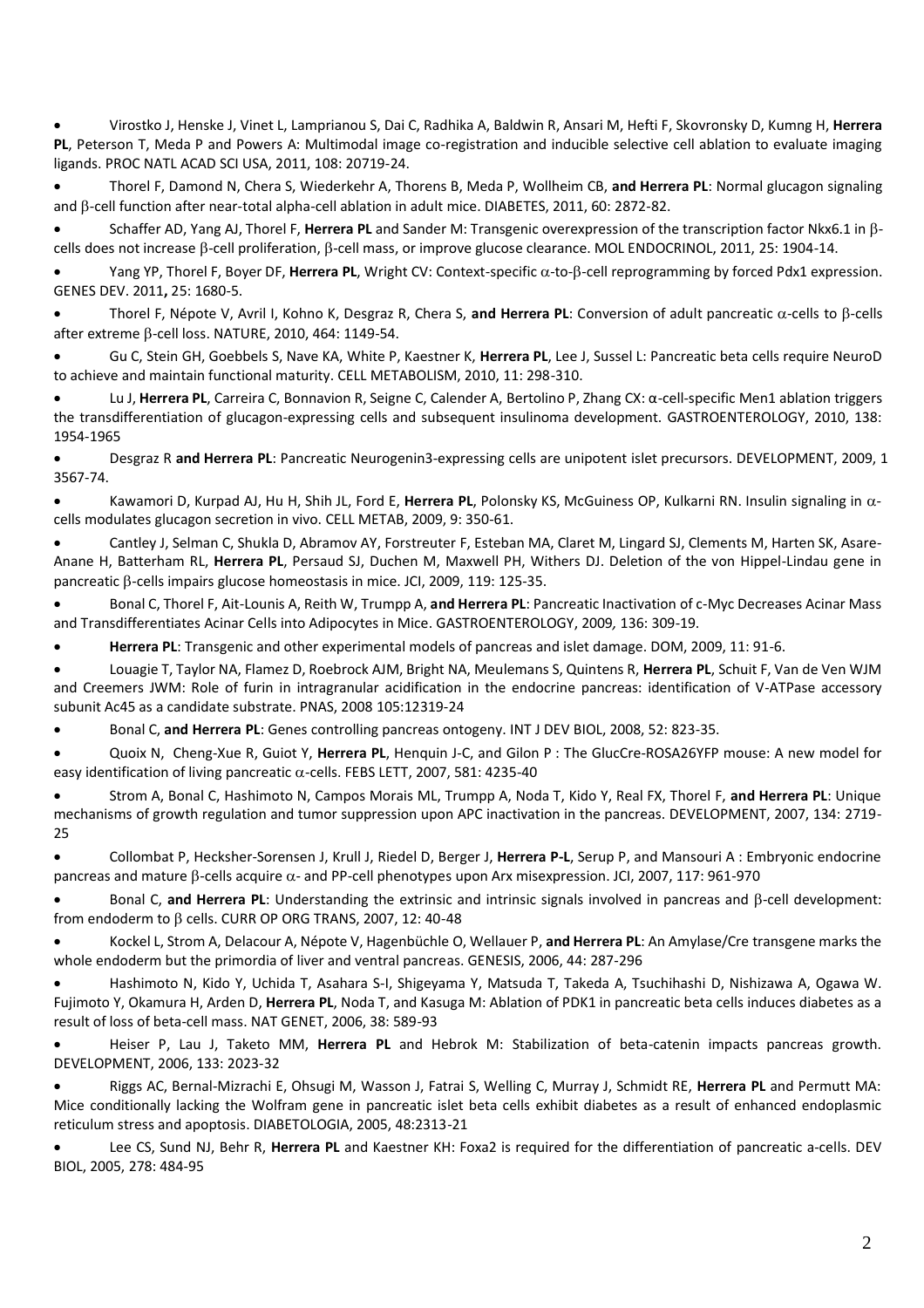- Virostko J, Henske J, Vinet L, Lamprianou S, Dai C, Radhika A, Baldwin R, Ansari M, Hefti F, Skovronsky D, Kumng H, **Herrera PL**, Peterson T, Meda P and Powers A: Multimodal image co-registration and inducible selective cell ablation to evaluate imaging ligands. PROC NATL ACAD SCI USA, 2011, 108: 20719-24.
- Thorel F, Damond N, Chera S, Wiederkehr A, Thorens B, Meda P, Wollheim CB, **and Herrera PL**: Normal glucagon signaling and β-cell function after near-total alpha-cell ablation in adult mice. DIABETES, 2011, 60: 2872-82.
- Schaffer AD, Yang AJ, Thorel F, **Herrera PL** and Sander M: Transgenic overexpression of the transcription factor Nkx6.1 in β-cells does not increase β-cell proliferation, β-cell mass, or improve glucose clearance. MOL ENDOCRINOL, 2011, 25: 1904-14.
- Yang YP, Thorel F, Boyer DF, **Herrera PL**, Wright CV: Context-specific α-to-β-cell reprogramming by forced Pdx1 expression. GENES DEV. 2011**,** 25: 1680-5.
- Thorel F, Népote V, Avril I, Kohno K, Desgraz R, Chera S, **and Herrera PL**: Conversion of adult pancreatic α-cells to β-cells after extreme β-cell loss. NATURE, 2010, 464: 1149-54.
- Gu C, Stein GH, Goebbels S, Nave KA, White P, Kaestner K, **Herrera PL**, Lee J, Sussel L: Pancreatic beta cells require NeuroD to achieve and maintain functional maturity. CELL METABOLISM, 2010, 11: 298-310.
- Lu J, **Herrera PL**, Carreira C, Bonnavion R, Seigne C, Calender A, Bertolino P, Zhang CX: α-cell-specific Men1 ablation triggers the transdifferentiation of glucagon-expressing cells and subsequent insulinoma development. GASTROENTEROLOGY, 2010, 138: 1954-1965
- Desgraz R **and Herrera PL**: Pancreatic Neurogenin3-expressing cells are unipotent islet precursors. DEVELOPMENT, 2009, 1 3567-74.
- Kawamori D, Kurpad AJ, Hu H, Shih JL, Ford E, **Herrera PL**, Polonsky KS, McGuiness OP, Kulkarni RN. Insulin signaling in α-cells modulates glucagon secretion in vivo. CELL METAB, 2009, 9: 350-61.
- Cantley J, Selman C, Shukla D, Abramov AY, Forstreuter F, Esteban MA, Claret M, Lingard SJ, Clements M, Harten SK, Asare-Anane H, Batterham RL, **Herrera PL**, Persaud SJ, Duchen M, Maxwell PH, Withers DJ. Deletion of the von Hippel-Lindau gene in pancreatic β-cells impairs glucose homeostasis in mice. JCI, 2009, 119: 125-35.
- Bonal C, Thorel F, Ait-Lounis A, Reith W, Trumpp A, **and Herrera PL**: Pancreatic Inactivation of c-Myc Decreases Acinar Mass and Transdifferentiates Acinar Cells into Adipocytes in Mice. GASTROENTEROLOGY, 2009*,* 136: 309-19.
- **Herrera PL**: Transgenic and other experimental models of pancreas and islet damage. DOM, 2009, 11: 91-6.
- Louagie T, Taylor NA, Flamez D, Roebrock AJM, Bright NA, Meulemans S, Quintens R, **Herrera PL**, Schuit F, Van de Ven WJM and Creemers JWM: Role of furin in intragranular acidification in the endocrine pancreas: identification of V-ATPase accessory subunit Ac45 as a candidate substrate. PNAS, 2008 105:12319-24
- Bonal C, **and Herrera PL**: Genes controlling pancreas ontogeny. INT J DEV BIOL, 2008, 52: 823-35.
- Quoix N, Cheng-Xue R, Guiot Y, **Herrera PL**, Henquin J-C, and Gilon P : The GlucCre-ROSA26YFP mouse: A new model for easy identification of living pancreatic α-cells. FEBS LETT, 2007, 581: 4235-40
- Strom A, Bonal C, Hashimoto N, Campos Morais ML, Trumpp A, Noda T, Kido Y, Real FX, Thorel F, **and Herrera PL**: Unique mechanisms of growth regulation and tumor suppression upon APC inactivation in the pancreas. DEVELOPMENT, 2007, 134: 2719-25
- Collombat P, Hecksher-Sorensen J, Krull J, Riedel D, Berger J, **Herrera P-L**, Serup P, and Mansouri A : Embryonic endocrine pancreas and mature β-cells acquire α- and PP-cell phenotypes upon Arx misexpression. JCI, 2007, 117: 961-970
- Bonal C, **and Herrera PL**: Understanding the extrinsic and intrinsic signals involved in pancreas and β-cell development: from endoderm to β cells. CURR OP ORG TRANS, 2007, 12: 40-48
- Kockel L, Strom A, Delacour A, Népote V, Hagenbüchle O, Wellauer P, **and Herrera PL**: An Amylase/Cre transgene marks the whole endoderm but the primordia of liver and ventral pancreas. GENESIS, 2006, 44: 287-296
- Hashimoto N, Kido Y, Uchida T, Asahara S-I, Shigeyama Y, Matsuda T, Takeda A, Tsuchihashi D, Nishizawa A, Ogawa W. Fujimoto Y, Okamura H, Arden D, **Herrera PL**, Noda T, and Kasuga M: Ablation of PDK1 in pancreatic beta cells induces diabetes as a result of loss of beta-cell mass. NAT GENET, 2006, 38: 589-93
- Heiser P, Lau J, Taketo MM, **Herrera PL** and Hebrok M: Stabilization of beta-catenin impacts pancreas growth. DEVELOPMENT, 2006, 133: 2023-32
- Riggs AC, Bernal-Mizrachi E, Ohsugi M, Wasson J, Fatrai S, Welling C, Murray J, Schmidt RE, **Herrera PL** and Permutt MA: Mice conditionally lacking the Wolfram gene in pancreatic islet beta cells exhibit diabetes as a result of enhanced endoplasmic reticulum stress and apoptosis. DIABETOLOGIA, 2005, 48:2313-21
- Lee CS, Sund NJ, Behr R, **Herrera PL** and Kaestner KH: Foxa2 is required for the differentiation of pancreatic a-cells. DEV BIOL, 2005, 278: 484-95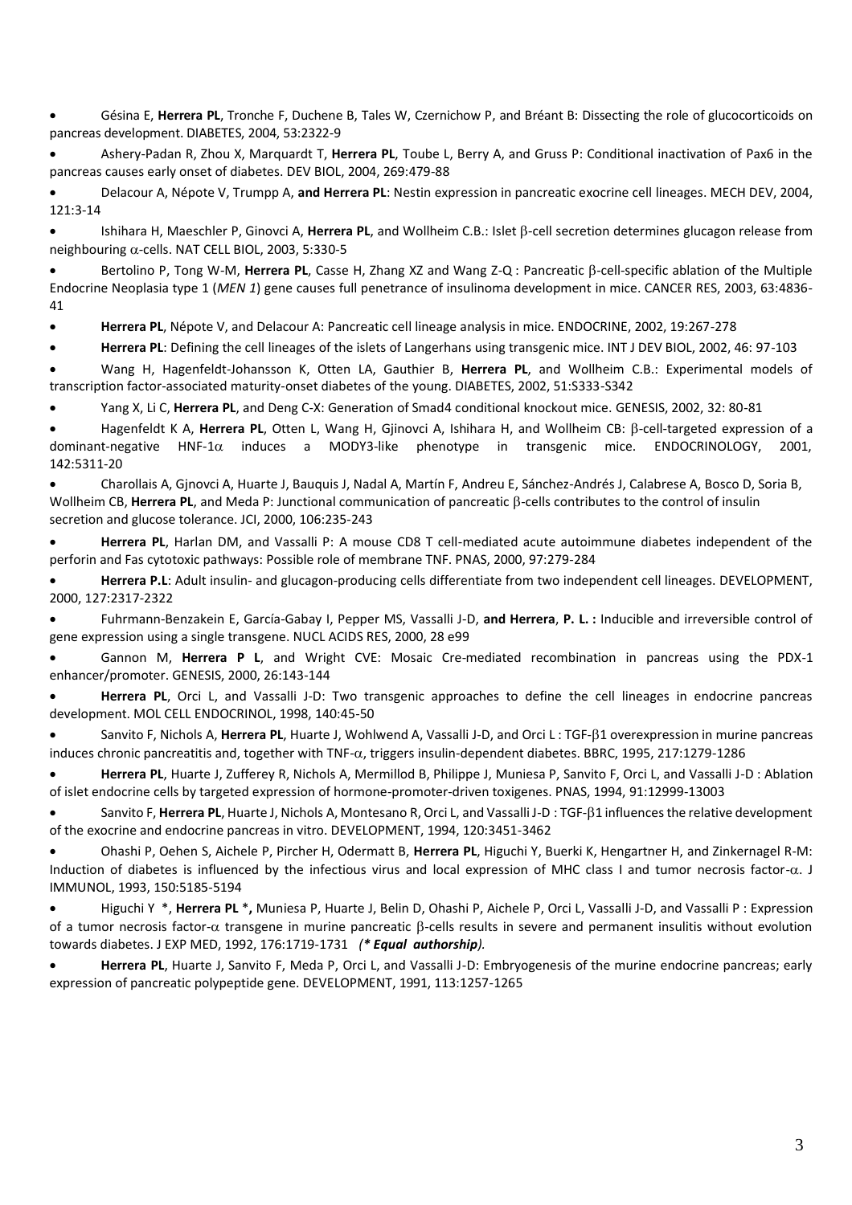- Gésina E, **Herrera PL**, Tronche F, Duchene B, Tales W, Czernichow P, and Bréant B: Dissecting the role of glucocorticoids on pancreas development. DIABETES, 2004, 53:2322-9
- Ashery-Padan R, Zhou X, Marquardt T, **Herrera PL**, Toube L, Berry A, and Gruss P: Conditional inactivation of Pax6 in the pancreas causes early onset of diabetes. DEV BIOL, 2004, 269:479-88
- Delacour A, Népote V, Trumpp A, **and Herrera PL**: Nestin expression in pancreatic exocrine cell lineages. MECH DEV, 2004, 121:3-14
- Ishihara H, Maeschler P, Ginovci A, **Herrera PL**, and Wollheim C.B.: Islet $\beta$-cell secretion determines glucagon release from neighbouring $\alpha$-cells. NAT CELL BIOL, 2003, 5:330-5
- Bertolino P, Tong W-M, **Herrera PL**, Casse H, Zhang XZ and Wang Z-Q : Pancreatic $\beta$-cell-specific ablation of the Multiple Endocrine Neoplasia type 1 (*MEN 1*) gene causes full penetrance of insulinoma development in mice. CANCER RES, 2003, 63:4836-41
- **Herrera PL**, Népote V, and Delacour A: Pancreatic cell lineage analysis in mice. ENDOCRINE, 2002, 19:267-278
- **Herrera PL**: Defining the cell lineages of the islets of Langerhans using transgenic mice. INT J DEV BIOL, 2002, 46: 97-103
- Wang H, Hagenfeldt-Johansson K, Otten LA, Gauthier B, **Herrera PL**, and Wollheim C.B.: Experimental models of transcription factor-associated maturity-onset diabetes of the young. DIABETES, 2002, 51:S333-S342
- Yang X, Li C, **Herrera PL**, and Deng C-X: Generation of Smad4 conditional knockout mice. GENESIS, 2002, 32: 80-81
- Hagenfeldt K A, **Herrera PL**, Otten L, Wang H, Gjinovci A, Ishihara H, and Wollheim CB: $\beta$-cell-targeted expression of a dominant-negative HNF-1$\alpha$ induces a MODY3-like phenotype in transgenic mice. ENDOCRINOLOGY, 2001, 142:5311-20
- Charollais A, Gjnovci A, Huarte J, Bauquis J, Nadal A, Martín F, Andreu E, Sánchez-Andrés J, Calabrese A, Bosco D, Soria B, Wollheim CB, **Herrera PL**, and Meda P: Junctional communication of pancreatic $\beta$-cells contributes to the control of insulin secretion and glucose tolerance. JCI, 2000, 106:235-243
- **Herrera PL**, Harlan DM, and Vassalli P: A mouse CD8 T cell-mediated acute autoimmune diabetes independent of the perforin and Fas cytotoxic pathways: Possible role of membrane TNF. PNAS, 2000, 97:279-284
- **Herrera P.L**: Adult insulin- and glucagon-producing cells differentiate from two independent cell lineages. DEVELOPMENT, 2000, 127:2317-2322
- Fuhrmann-Benzakein E, García-Gabay I, Pepper MS, Vassalli J-D, **and Herrera**, **P. L. :** Inducible and irreversible control of gene expression using a single transgene. NUCL ACIDS RES, 2000, 28 e99
- Gannon M, **Herrera P L**, and Wright CVE: Mosaic Cre-mediated recombination in pancreas using the PDX-1 enhancer/promoter. GENESIS, 2000, 26:143-144
- **Herrera PL**, Orci L, and Vassalli J-D: Two transgenic approaches to define the cell lineages in endocrine pancreas development. MOL CELL ENDOCRINOL, 1998, 140:45-50
- Sanvito F, Nichols A, **Herrera PL**, Huarte J, Wohlwend A, Vassalli J-D, and Orci L : TGF-$\beta$1 overexpression in murine pancreas induces chronic pancreatitis and, together with TNF-$\alpha$, triggers insulin-dependent diabetes. BBRC, 1995, 217:1279-1286
- **Herrera PL**, Huarte J, Zufferey R, Nichols A, Mermillod B, Philippe J, Muniesa P, Sanvito F, Orci L, and Vassalli J-D : Ablation of islet endocrine cells by targeted expression of hormone-promoter-driven toxigenes. PNAS, 1994, 91:12999-13003
- Sanvito F, **Herrera PL**, Huarte J, Nichols A, Montesano R, Orci L, and Vassalli J-D : TGF-$\beta$1 influences the relative development of the exocrine and endocrine pancreas in vitro. DEVELOPMENT, 1994, 120:3451-3462
- Ohashi P, Oehen S, Aichele P, Pircher H, Odermatt B, **Herrera PL**, Higuchi Y, Buerki K, Hengartner H, and Zinkernagel R-M: Induction of diabetes is influenced by the infectious virus and local expression of MHC class I and tumor necrosis factor-$\alpha$. J IMMUNOL, 1993, 150:5185-5194
- Higuchi Y \*, **Herrera PL \*,** Muniesa P, Huarte J, Belin D, Ohashi P, Aichele P, Orci L, Vassalli J-D, and Vassalli P : Expression of a tumor necrosis factor-$\alpha$ transgene in murine pancreatic $\beta$-cells results in severe and permanent insulitis without evolution towards diabetes. J EXP MED, 1992, 176:1719-1731 *(**\* Equal authorship**).*
- **Herrera PL**, Huarte J, Sanvito F, Meda P, Orci L, and Vassalli J-D: Embryogenesis of the murine endocrine pancreas; early expression of pancreatic polypeptide gene. DEVELOPMENT, 1991, 113:1257-1265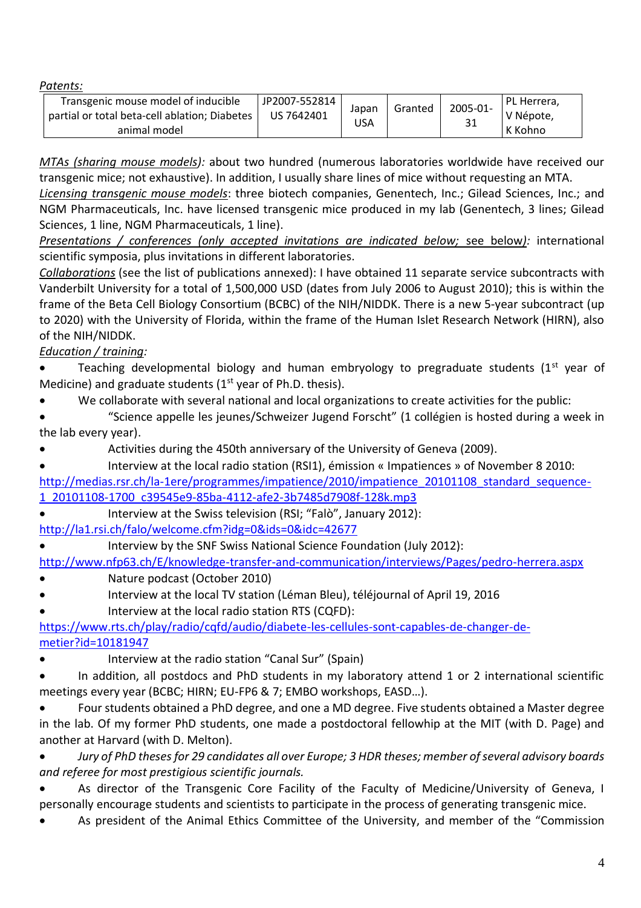*Patents:*

| Transgenic mouse model of inducible partial or total beta-cell ablation; Diabetes animal model | JP2007-552814 US 7642401 | Japan USA | Granted | 2005-01-31 | PL Herrera, V Népote, K Kohno |
|---|---|---|---|---|---|

*MTAs (sharing mouse models):* about two hundred (numerous laboratories worldwide have received our transgenic mice; not exhaustive). In addition, I usually share lines of mice without requesting an MTA.

*Licensing transgenic mouse models*: three biotech companies, Genentech, Inc.; Gilead Sciences, Inc.; and NGM Pharmaceuticals, Inc. have licensed transgenic mice produced in my lab (Genentech, 3 lines; Gilead Sciences, 1 line, NGM Pharmaceuticals, 1 line).

*Presentations / conferences (only accepted invitations are indicated below; see below):* international scientific symposia, plus invitations in different laboratories.

*Collaborations* (see the list of publications annexed): I have obtained 11 separate service subcontracts with Vanderbilt University for a total of 1,500,000 USD (dates from July 2006 to August 2010); this is within the frame of the Beta Cell Biology Consortium (BCBC) of the NIH/NIDDK. There is a new 5-year subcontract (up to 2020) with the University of Florida, within the frame of the Human Islet Research Network (HIRN), also of the NIH/NIDDK.

*Education / training:*

- Teaching developmental biology and human embryology to pregraduate students (1st year of Medicine) and graduate students (1st year of Ph.D. thesis).
- We collaborate with several national and local organizations to create activities for the public:
- "Science appelle les jeunes/Schweizer Jugend Forscht" (1 collégien is hosted during a week in the lab every year).
- Activities during the 450th anniversary of the University of Geneva (2009).
- Interview at the local radio station (RSI1), émission « Impatiences » of November 8 2010: http://medias.rsr.ch/la-1ere/programmes/impatience/2010/impatience_20101108_standard_sequence-1_20101108-1700_c39545e9-85ba-4112-afe2-3b7485d7908f-128k.mp3
- Interview at the Swiss television (RSI; "Falò", January 2012): http://la1.rsi.ch/falo/welcome.cfm?idg=0&ids=0&idc=42677
- Interview by the SNF Swiss National Science Foundation (July 2012): http://www.nfp63.ch/E/knowledge-transfer-and-communication/interviews/Pages/pedro-herrera.aspx
- Nature podcast (October 2010)
- Interview at the local TV station (Léman Bleu), téléjournal of April 19, 2016
- Interview at the local radio station RTS (CQFD): https://www.rts.ch/play/radio/cqfd/audio/diabete-les-cellules-sont-capables-de-changer-de-metier?id=10181947
- Interview at the radio station "Canal Sur" (Spain)
- In addition, all postdocs and PhD students in my laboratory attend 1 or 2 international scientific meetings every year (BCBC; HIRN; EU-FP6 & 7; EMBO workshops, EASD…).
- Four students obtained a PhD degree, and one a MD degree. Five students obtained a Master degree in the lab. Of my former PhD students, one made a postdoctoral fellowship at the MIT (with D. Page) and another at Harvard (with D. Melton).
- *Jury of PhD theses for 29 candidates all over Europe; 3 HDR theses; member of several advisory boards and referee for most prestigious scientific journals.*
- As director of the Transgenic Core Facility of the Faculty of Medicine/University of Geneva, I personally encourage students and scientists to participate in the process of generating transgenic mice.
- As president of the Animal Ethics Committee of the University, and member of the "Commission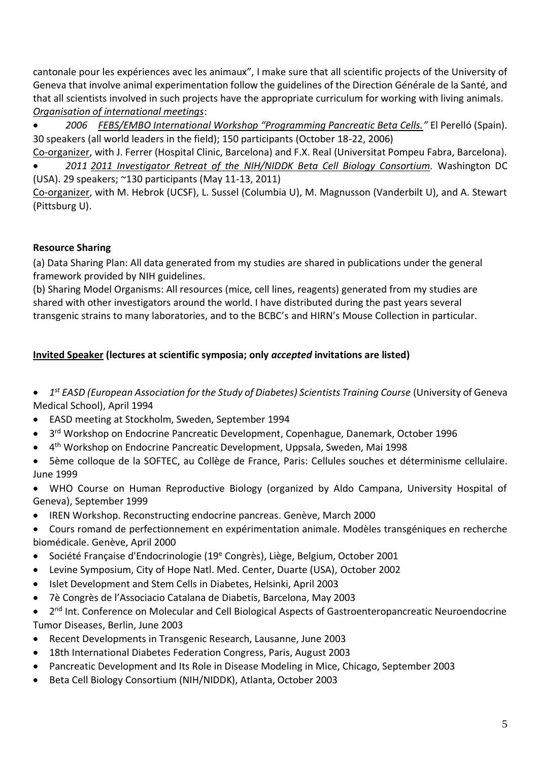cantonale pour les expériences avec les animaux", I make sure that all scientific projects of the University of Geneva that involve animal experimentation follow the guidelines of the Direction Générale de la Santé, and that all scientists involved in such projects have the appropriate curriculum for working with living animals.

*Organisation of international meetings*:

- *2006 FEBS/EMBO International Workshop "Programming Pancreatic Beta Cells."* El Perelló (Spain). 30 speakers (all world leaders in the field); 150 participants (October 18-22, 2006)

Co-organizer, with J. Ferrer (Hospital Clinic, Barcelona) and F.X. Real (Universitat Pompeu Fabra, Barcelona).

- *2011 2011 Investigator Retreat of the NIH/NIDDK Beta Cell Biology Consortium.* Washington DC (USA). 29 speakers; ~130 participants (May 11-13, 2011)

Co-organizer, with M. Hebrok (UCSF), L. Sussel (Columbia U), M. Magnusson (Vanderbilt U), and A. Stewart (Pittsburg U).

**Resource Sharing**

(a) Data Sharing Plan: All data generated from my studies are shared in publications under the general framework provided by NIH guidelines.

(b) Sharing Model Organisms: All resources (mice, cell lines, reagents) generated from my studies are shared with other investigators around the world. I have distributed during the past years several transgenic strains to many laboratories, and to the BCBC's and HIRN's Mouse Collection in particular.

**Invited Speaker (lectures at scientific symposia; only *accepted* invitations are listed)**

- *1st EASD (European Association for the Study of Diabetes) Scientists Training Course* (University of Geneva Medical School), April 1994
- EASD meeting at Stockholm, Sweden, September 1994
- 3rd Workshop on Endocrine Pancreatic Development, Copenhague, Danemark, October 1996
- 4th Workshop on Endocrine Pancreatic Development, Uppsala, Sweden, Mai 1998
- 5ème colloque de la SOFTEC, au Collège de France, Paris: Cellules souches et déterminisme cellulaire. June 1999
- WHO Course on Human Reproductive Biology (organized by Aldo Campana, University Hospital of Geneva), September 1999
- IREN Workshop. Reconstructing endocrine pancreas. Genève, March 2000
- Cours romand de perfectionnement en expérimentation animale. Modèles transgéniques en recherche biomédicale. Genève, April 2000
- Société Française d'Endocrinologie (19e Congrès), Liège, Belgium, October 2001
- Levine Symposium, City of Hope Natl. Med. Center, Duarte (USA), October 2002
- Islet Development and Stem Cells in Diabetes, Helsinki, April 2003
- 7è Congrès de l'Associacio Catalana de Diabetis, Barcelona, May 2003
- 2nd Int. Conference on Molecular and Cell Biological Aspects of Gastroenteropancreatic Neuroendocrine Tumor Diseases, Berlin, June 2003
- Recent Developments in Transgenic Research, Lausanne, June 2003
- 18th International Diabetes Federation Congress, Paris, August 2003
- Pancreatic Development and Its Role in Disease Modeling in Mice, Chicago, September 2003
- Beta Cell Biology Consortium (NIH/NIDDK), Atlanta, October 2003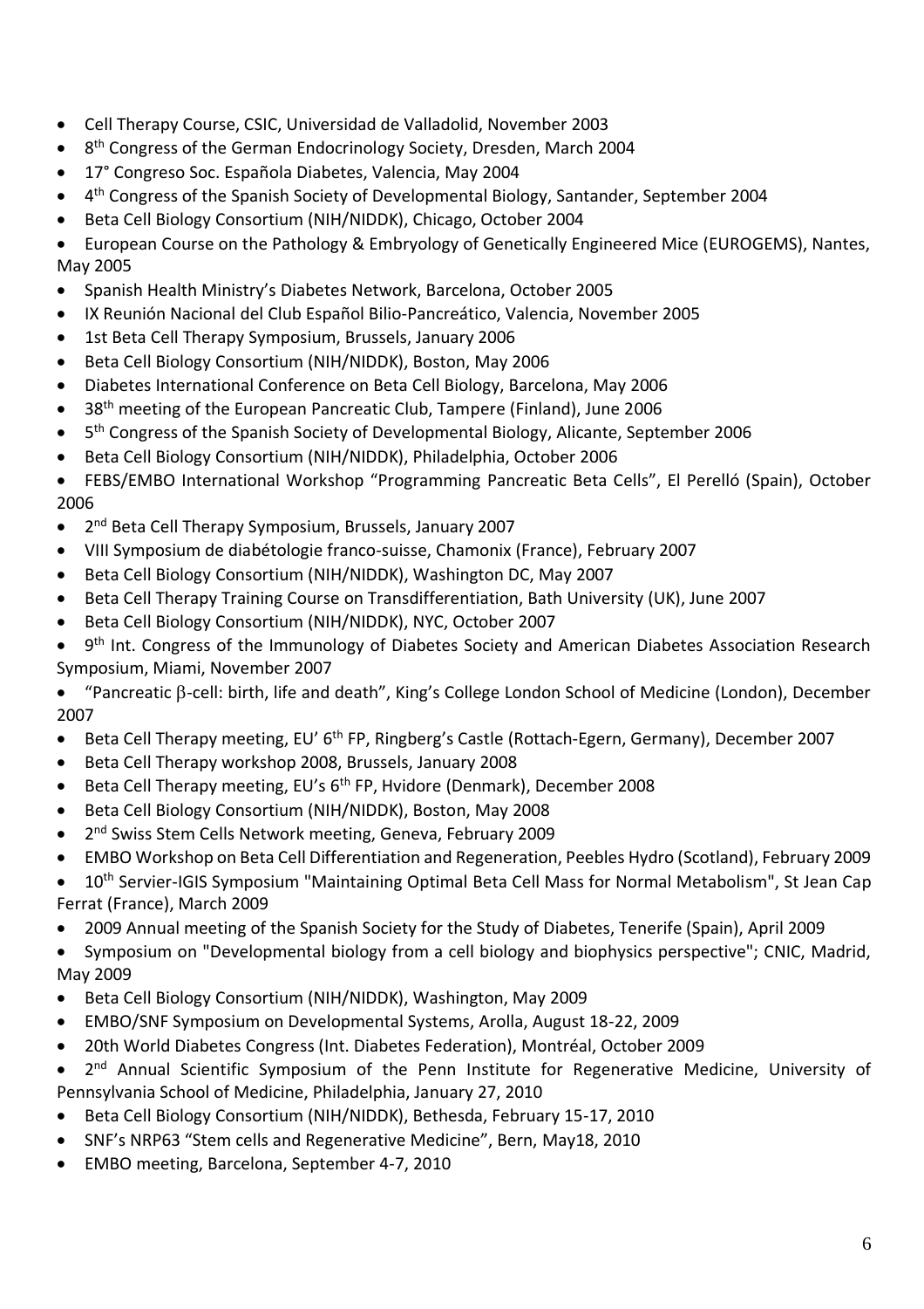- Cell Therapy Course, CSIC, Universidad de Valladolid, November 2003
- 8th Congress of the German Endocrinology Society, Dresden, March 2004
- 17° Congreso Soc. Española Diabetes, Valencia, May 2004
- 4th Congress of the Spanish Society of Developmental Biology, Santander, September 2004
- Beta Cell Biology Consortium (NIH/NIDDK), Chicago, October 2004
- European Course on the Pathology & Embryology of Genetically Engineered Mice (EUROGEMS), Nantes, May 2005
- Spanish Health Ministry's Diabetes Network, Barcelona, October 2005
- IX Reunión Nacional del Club Español Bilio-Pancreático, Valencia, November 2005
- 1st Beta Cell Therapy Symposium, Brussels, January 2006
- Beta Cell Biology Consortium (NIH/NIDDK), Boston, May 2006
- Diabetes International Conference on Beta Cell Biology, Barcelona, May 2006
- 38th meeting of the European Pancreatic Club, Tampere (Finland), June 2006
- 5th Congress of the Spanish Society of Developmental Biology, Alicante, September 2006
- Beta Cell Biology Consortium (NIH/NIDDK), Philadelphia, October 2006
- FEBS/EMBO International Workshop "Programming Pancreatic Beta Cells", El Perelló (Spain), October 2006
- 2nd Beta Cell Therapy Symposium, Brussels, January 2007
- VIII Symposium de diabétologie franco-suisse, Chamonix (France), February 2007
- Beta Cell Biology Consortium (NIH/NIDDK), Washington DC, May 2007
- Beta Cell Therapy Training Course on Transdifferentiation, Bath University (UK), June 2007
- Beta Cell Biology Consortium (NIH/NIDDK), NYC, October 2007
- 9th Int. Congress of the Immunology of Diabetes Society and American Diabetes Association Research Symposium, Miami, November 2007
- "Pancreatic β-cell: birth, life and death", King's College London School of Medicine (London), December 2007
- Beta Cell Therapy meeting, EU' 6th FP, Ringberg's Castle (Rottach-Egern, Germany), December 2007
- Beta Cell Therapy workshop 2008, Brussels, January 2008
- Beta Cell Therapy meeting, EU's 6th FP, Hvidore (Denmark), December 2008
- Beta Cell Biology Consortium (NIH/NIDDK), Boston, May 2008
- 2nd Swiss Stem Cells Network meeting, Geneva, February 2009
- EMBO Workshop on Beta Cell Differentiation and Regeneration, Peebles Hydro (Scotland), February 2009
- 10th Servier-IGIS Symposium "Maintaining Optimal Beta Cell Mass for Normal Metabolism", St Jean Cap Ferrat (France), March 2009
- 2009 Annual meeting of the Spanish Society for the Study of Diabetes, Tenerife (Spain), April 2009
- Symposium on "Developmental biology from a cell biology and biophysics perspective"; CNIC, Madrid, May 2009
- Beta Cell Biology Consortium (NIH/NIDDK), Washington, May 2009
- EMBO/SNF Symposium on Developmental Systems, Arolla, August 18-22, 2009
- 20th World Diabetes Congress (Int. Diabetes Federation), Montréal, October 2009
- 2nd Annual Scientific Symposium of the Penn Institute for Regenerative Medicine, University of Pennsylvania School of Medicine, Philadelphia, January 27, 2010
- Beta Cell Biology Consortium (NIH/NIDDK), Bethesda, February 15-17, 2010
- SNF's NRP63 "Stem cells and Regenerative Medicine", Bern, May18, 2010
- EMBO meeting, Barcelona, September 4-7, 2010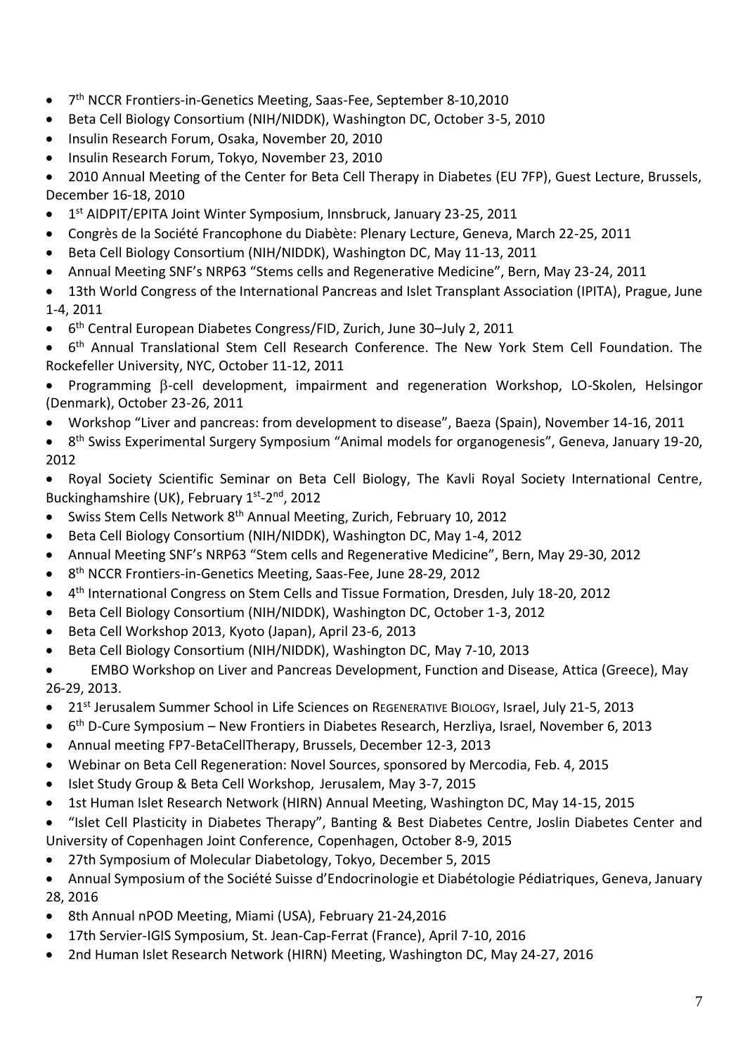- 7th NCCR Frontiers-in-Genetics Meeting, Saas-Fee, September 8-10,2010
- Beta Cell Biology Consortium (NIH/NIDDK), Washington DC, October 3-5, 2010
- Insulin Research Forum, Osaka, November 20, 2010
- Insulin Research Forum, Tokyo, November 23, 2010
- 2010 Annual Meeting of the Center for Beta Cell Therapy in Diabetes (EU 7FP), Guest Lecture, Brussels, December 16-18, 2010
- 1st AIDPIT/EPITA Joint Winter Symposium, Innsbruck, January 23-25, 2011
- Congrès de la Société Francophone du Diabète: Plenary Lecture, Geneva, March 22-25, 2011
- Beta Cell Biology Consortium (NIH/NIDDK), Washington DC, May 11-13, 2011
- Annual Meeting SNF's NRP63 "Stems cells and Regenerative Medicine", Bern, May 23-24, 2011
- 13th World Congress of the International Pancreas and Islet Transplant Association (IPITA), Prague, June 1-4, 2011
- 6th Central European Diabetes Congress/FID, Zurich, June 30–July 2, 2011
- 6th Annual Translational Stem Cell Research Conference. The New York Stem Cell Foundation. The Rockefeller University, NYC, October 11-12, 2011
- Programming β-cell development, impairment and regeneration Workshop, LO-Skolen, Helsingor (Denmark), October 23-26, 2011
- Workshop "Liver and pancreas: from development to disease", Baeza (Spain), November 14-16, 2011
- 8th Swiss Experimental Surgery Symposium "Animal models for organogenesis", Geneva, January 19-20, 2012
- Royal Society Scientific Seminar on Beta Cell Biology, The Kavli Royal Society International Centre, Buckinghamshire (UK), February 1st-2nd, 2012
- Swiss Stem Cells Network 8th Annual Meeting, Zurich, February 10, 2012
- Beta Cell Biology Consortium (NIH/NIDDK), Washington DC, May 1-4, 2012
- Annual Meeting SNF's NRP63 "Stem cells and Regenerative Medicine", Bern, May 29-30, 2012
- 8th NCCR Frontiers-in-Genetics Meeting, Saas-Fee, June 28-29, 2012
- 4th International Congress on Stem Cells and Tissue Formation, Dresden, July 18-20, 2012
- Beta Cell Biology Consortium (NIH/NIDDK), Washington DC, October 1-3, 2012
- Beta Cell Workshop 2013, Kyoto (Japan), April 23-6, 2013
- Beta Cell Biology Consortium (NIH/NIDDK), Washington DC, May 7-10, 2013
- EMBO Workshop on Liver and Pancreas Development, Function and Disease, Attica (Greece), May 26-29, 2013.
- 21st Jerusalem Summer School in Life Sciences on REGENERATIVE BIOLOGY, Israel, July 21-5, 2013
- 6th D-Cure Symposium – New Frontiers in Diabetes Research, Herzliya, Israel, November 6, 2013
- Annual meeting FP7-BetaCellTherapy, Brussels, December 12-3, 2013
- Webinar on Beta Cell Regeneration: Novel Sources, sponsored by Mercodia, Feb. 4, 2015
- Islet Study Group & Beta Cell Workshop, Jerusalem, May 3-7, 2015
- 1st Human Islet Research Network (HIRN) Annual Meeting, Washington DC, May 14-15, 2015
- "Islet Cell Plasticity in Diabetes Therapy", Banting & Best Diabetes Centre, Joslin Diabetes Center and University of Copenhagen Joint Conference, Copenhagen, October 8-9, 2015
- 27th Symposium of Molecular Diabetology, Tokyo, December 5, 2015
- Annual Symposium of the Société Suisse d'Endocrinologie et Diabétologie Pédiatriques, Geneva, January 28, 2016
- 8th Annual nPOD Meeting, Miami (USA), February 21-24,2016
- 17th Servier-IGIS Symposium, St. Jean-Cap-Ferrat (France), April 7-10, 2016
- 2nd Human Islet Research Network (HIRN) Meeting, Washington DC, May 24-27, 2016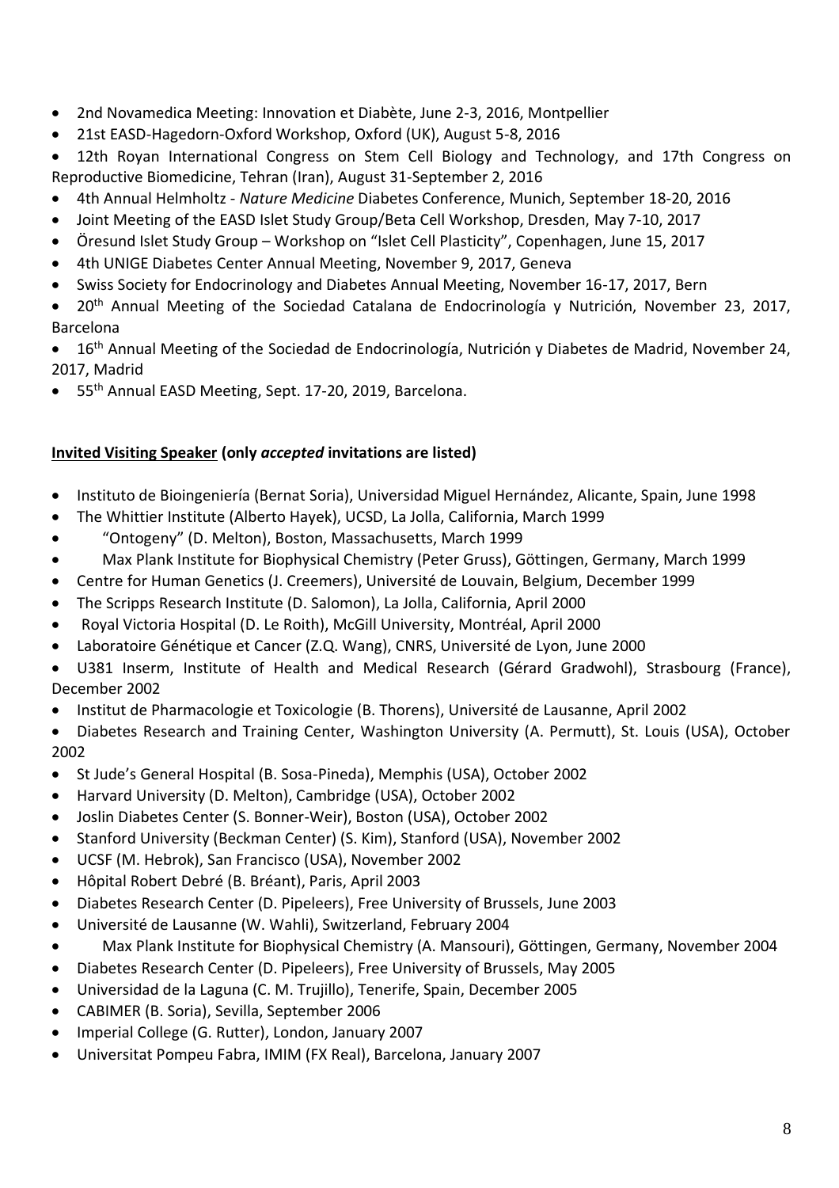- 2nd Novamedica Meeting: Innovation et Diabète, June 2-3, 2016, Montpellier
- 21st EASD-Hagedorn-Oxford Workshop, Oxford (UK), August 5-8, 2016
- 12th Royan International Congress on Stem Cell Biology and Technology, and 17th Congress on Reproductive Biomedicine, Tehran (Iran), August 31-September 2, 2016
- 4th Annual Helmholtz - *Nature Medicine* Diabetes Conference, Munich, September 18-20, 2016
- Joint Meeting of the EASD Islet Study Group/Beta Cell Workshop, Dresden, May 7-10, 2017
- Öresund Islet Study Group – Workshop on "Islet Cell Plasticity", Copenhagen, June 15, 2017
- 4th UNIGE Diabetes Center Annual Meeting, November 9, 2017, Geneva
- Swiss Society for Endocrinology and Diabetes Annual Meeting, November 16-17, 2017, Bern
- 20th Annual Meeting of the Sociedad Catalana de Endocrinología y Nutrición, November 23, 2017, Barcelona
- 16th Annual Meeting of the Sociedad de Endocrinología, Nutrición y Diabetes de Madrid, November 24, 2017, Madrid
- 55th Annual EASD Meeting, Sept. 17-20, 2019, Barcelona.

**Invited Visiting Speaker (only *accepted* invitations are listed)**

- Instituto de Bioingeniería (Bernat Soria), Universidad Miguel Hernández, Alicante, Spain, June 1998
- The Whittier Institute (Alberto Hayek), UCSD, La Jolla, California, March 1999
- "Ontogeny" (D. Melton), Boston, Massachusetts, March 1999
- Max Plank Institute for Biophysical Chemistry (Peter Gruss), Göttingen, Germany, March 1999
- Centre for Human Genetics (J. Creemers), Université de Louvain, Belgium, December 1999
- The Scripps Research Institute (D. Salomon), La Jolla, California, April 2000
- Royal Victoria Hospital (D. Le Roith), McGill University, Montréal, April 2000
- Laboratoire Génétique et Cancer (Z.Q. Wang), CNRS, Université de Lyon, June 2000
- U381 Inserm, Institute of Health and Medical Research (Gérard Gradwohl), Strasbourg (France), December 2002
- Institut de Pharmacologie et Toxicologie (B. Thorens), Université de Lausanne, April 2002
- Diabetes Research and Training Center, Washington University (A. Permutt), St. Louis (USA), October 2002
- St Jude's General Hospital (B. Sosa-Pineda), Memphis (USA), October 2002
- Harvard University (D. Melton), Cambridge (USA), October 2002
- Joslin Diabetes Center (S. Bonner-Weir), Boston (USA), October 2002
- Stanford University (Beckman Center) (S. Kim), Stanford (USA), November 2002
- UCSF (M. Hebrok), San Francisco (USA), November 2002
- Hôpital Robert Debré (B. Bréant), Paris, April 2003
- Diabetes Research Center (D. Pipeleers), Free University of Brussels, June 2003
- Université de Lausanne (W. Wahli), Switzerland, February 2004
- Max Plank Institute for Biophysical Chemistry (A. Mansouri), Göttingen, Germany, November 2004
- Diabetes Research Center (D. Pipeleers), Free University of Brussels, May 2005
- Universidad de la Laguna (C. M. Trujillo), Tenerife, Spain, December 2005
- CABIMER (B. Soria), Sevilla, September 2006
- Imperial College (G. Rutter), London, January 2007
- Universitat Pompeu Fabra, IMIM (FX Real), Barcelona, January 2007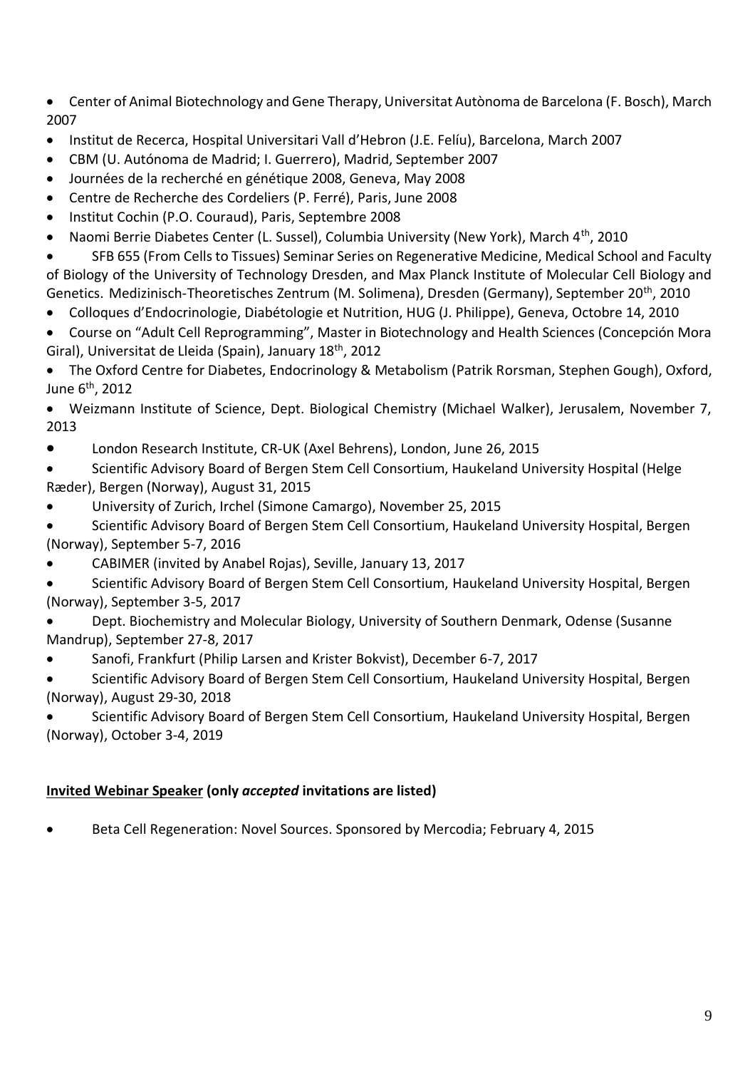- Center of Animal Biotechnology and Gene Therapy, Universitat Autònoma de Barcelona (F. Bosch), March 2007
- Institut de Recerca, Hospital Universitari Vall d'Hebron (J.E. Felíu), Barcelona, March 2007
- CBM (U. Autónoma de Madrid; I. Guerrero), Madrid, September 2007
- Journées de la recherché en génétique 2008, Geneva, May 2008
- Centre de Recherche des Cordeliers (P. Ferré), Paris, June 2008
- Institut Cochin (P.O. Couraud), Paris, Septembre 2008
- Naomi Berrie Diabetes Center (L. Sussel), Columbia University (New York), March 4th, 2010
- SFB 655 (From Cells to Tissues) Seminar Series on Regenerative Medicine, Medical School and Faculty of Biology of the University of Technology Dresden, and Max Planck Institute of Molecular Cell Biology and Genetics. Medizinisch-Theoretisches Zentrum (M. Solimena), Dresden (Germany), September 20th, 2010
- Colloques d'Endocrinologie, Diabétologie et Nutrition, HUG (J. Philippe), Geneva, Octobre 14, 2010
- Course on "Adult Cell Reprogramming", Master in Biotechnology and Health Sciences (Concepción Mora Giral), Universitat de Lleida (Spain), January 18th, 2012
- The Oxford Centre for Diabetes, Endocrinology & Metabolism (Patrik Rorsman, Stephen Gough), Oxford, June 6th, 2012
- Weizmann Institute of Science, Dept. Biological Chemistry (Michael Walker), Jerusalem, November 7, 2013
- London Research Institute, CR-UK (Axel Behrens), London, June 26, 2015
- Scientific Advisory Board of Bergen Stem Cell Consortium, Haukeland University Hospital (Helge Ræder), Bergen (Norway), August 31, 2015
- University of Zurich, Irchel (Simone Camargo), November 25, 2015
- Scientific Advisory Board of Bergen Stem Cell Consortium, Haukeland University Hospital, Bergen (Norway), September 5-7, 2016
- CABIMER (invited by Anabel Rojas), Seville, January 13, 2017
- Scientific Advisory Board of Bergen Stem Cell Consortium, Haukeland University Hospital, Bergen (Norway), September 3-5, 2017
- Dept. Biochemistry and Molecular Biology, University of Southern Denmark, Odense (Susanne Mandrup), September 27-8, 2017
- Sanofi, Frankfurt (Philip Larsen and Krister Bokvist), December 6-7, 2017
- Scientific Advisory Board of Bergen Stem Cell Consortium, Haukeland University Hospital, Bergen (Norway), August 29-30, 2018
- Scientific Advisory Board of Bergen Stem Cell Consortium, Haukeland University Hospital, Bergen (Norway), October 3-4, 2019

**Invited Webinar Speaker (only *accepted* invitations are listed)**

- Beta Cell Regeneration: Novel Sources. Sponsored by Mercodia; February 4, 2015